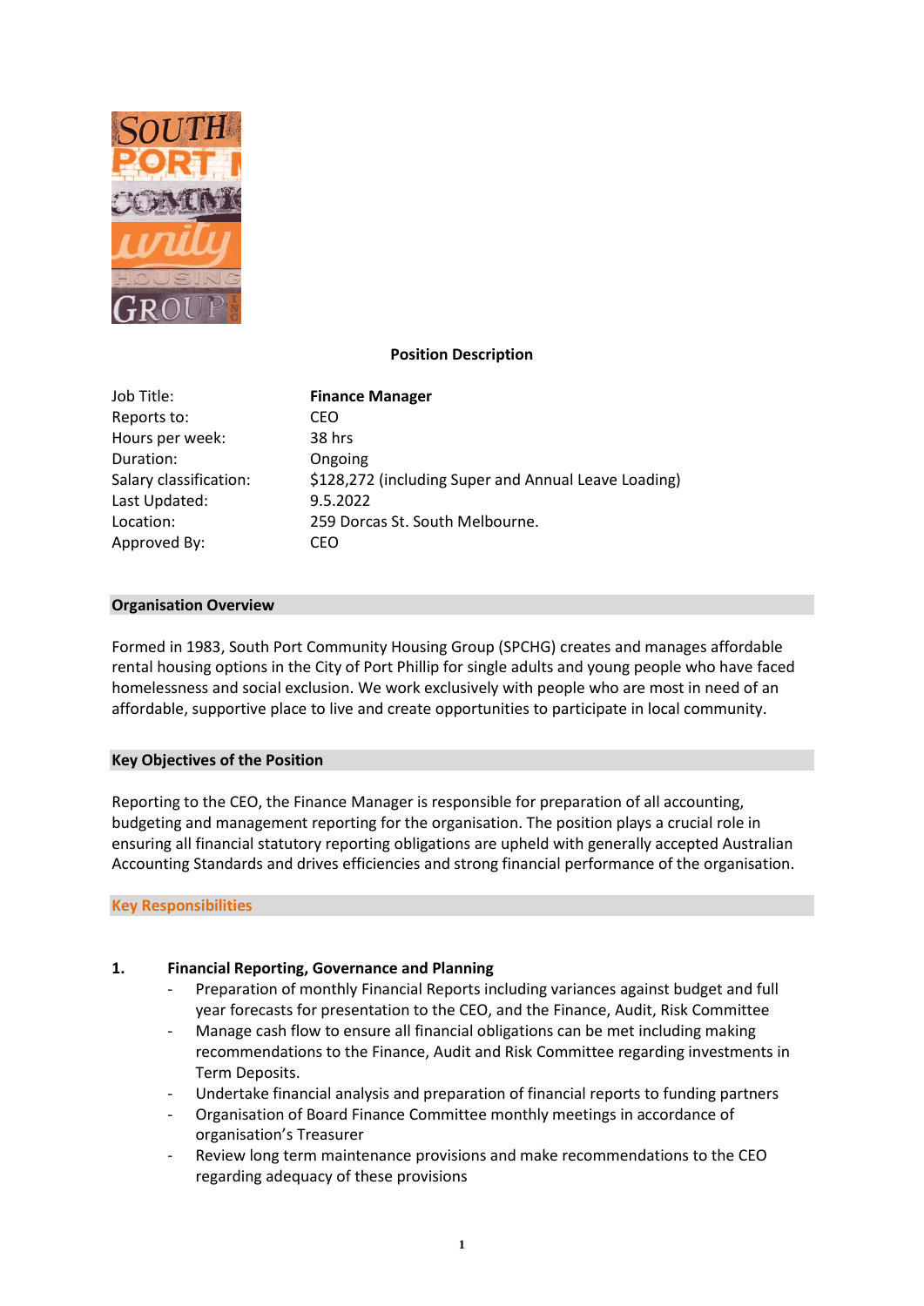**Position Description**

| | |
|---|---|
| Job Title: | **Finance Manager** |
| Reports to: | CEO |
| Hours per week: | 38 hrs |
| Duration: | Ongoing |
| Salary classification: | $128,272 (including Super and Annual Leave Loading) |
| Last Updated: | 9.5.2022 |
| Location: | 259 Dorcas St. South Melbourne. |
| Approved By: | CEO |

## Organisation Overview

Formed in 1983, South Port Community Housing Group (SPCHG) creates and manages affordable rental housing options in the City of Port Phillip for single adults and young people who have faced homelessness and social exclusion. We work exclusively with people who are most in need of an affordable, supportive place to live and create opportunities to participate in local community.

## Key Objectives of the Position

Reporting to the CEO, the Finance Manager is responsible for preparation of all accounting, budgeting and management reporting for the organisation. The position plays a crucial role in ensuring all financial statutory reporting obligations are upheld with generally accepted Australian Accounting Standards and drives efficiencies and strong financial performance of the organisation.

## Key Responsibilities

### 1. Financial Reporting, Governance and Planning

- Preparation of monthly Financial Reports including variances against budget and full year forecasts for presentation to the CEO, and the Finance, Audit, Risk Committee
- Manage cash flow to ensure all financial obligations can be met including making recommendations to the Finance, Audit and Risk Committee regarding investments in Term Deposits.
- Undertake financial analysis and preparation of financial reports to funding partners
- Organisation of Board Finance Committee monthly meetings in accordance of organisation's Treasurer
- Review long term maintenance provisions and make recommendations to the CEO regarding adequacy of these provisions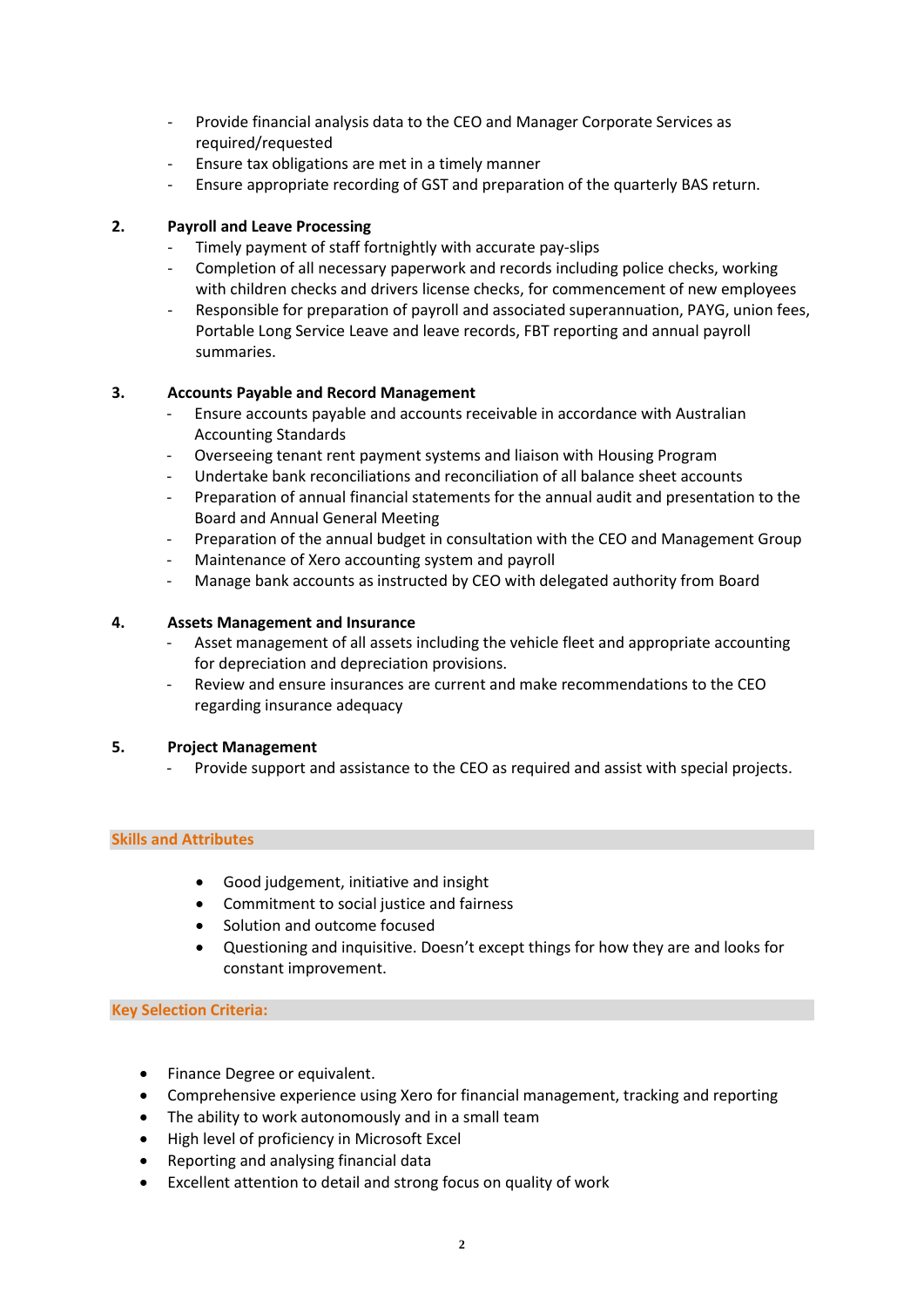- Provide financial analysis data to the CEO and Manager Corporate Services as required/requested
- Ensure tax obligations are met in a timely manner
- Ensure appropriate recording of GST and preparation of the quarterly BAS return.

**2. Payroll and Leave Processing**

- Timely payment of staff fortnightly with accurate pay-slips
- Completion of all necessary paperwork and records including police checks, working with children checks and drivers license checks, for commencement of new employees
- Responsible for preparation of payroll and associated superannuation, PAYG, union fees, Portable Long Service Leave and leave records, FBT reporting and annual payroll summaries.

**3. Accounts Payable and Record Management**

- Ensure accounts payable and accounts receivable in accordance with Australian Accounting Standards
- Overseeing tenant rent payment systems and liaison with Housing Program
- Undertake bank reconciliations and reconciliation of all balance sheet accounts
- Preparation of annual financial statements for the annual audit and presentation to the Board and Annual General Meeting
- Preparation of the annual budget in consultation with the CEO and Management Group
- Maintenance of Xero accounting system and payroll
- Manage bank accounts as instructed by CEO with delegated authority from Board

**4. Assets Management and Insurance**

- Asset management of all assets including the vehicle fleet and appropriate accounting for depreciation and depreciation provisions.
- Review and ensure insurances are current and make recommendations to the CEO regarding insurance adequacy

**5. Project Management**

- Provide support and assistance to the CEO as required and assist with special projects.

## Skills and Attributes

- Good judgement, initiative and insight
- Commitment to social justice and fairness
- Solution and outcome focused
- Questioning and inquisitive. Doesn't except things for how they are and looks for constant improvement.

## Key Selection Criteria:

- Finance Degree or equivalent.
- Comprehensive experience using Xero for financial management, tracking and reporting
- The ability to work autonomously and in a small team
- High level of proficiency in Microsoft Excel
- Reporting and analysing financial data
- Excellent attention to detail and strong focus on quality of work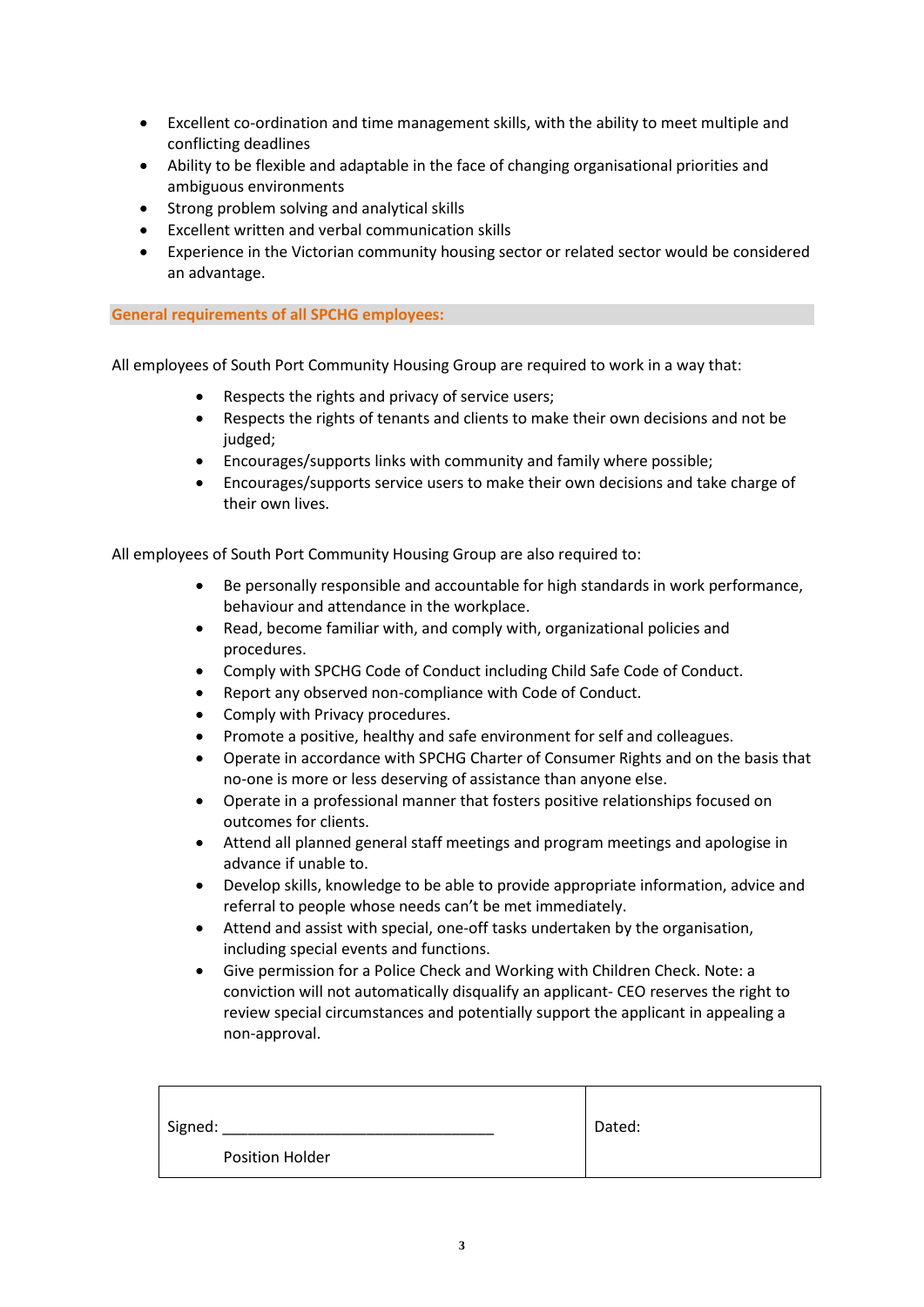- Excellent co-ordination and time management skills, with the ability to meet multiple and conflicting deadlines
- Ability to be flexible and adaptable in the face of changing organisational priorities and ambiguous environments
- Strong problem solving and analytical skills
- Excellent written and verbal communication skills
- Experience in the Victorian community housing sector or related sector would be considered an advantage.

**General requirements of all SPCHG employees:**

All employees of South Port Community Housing Group are required to work in a way that:

- Respects the rights and privacy of service users;
- Respects the rights of tenants and clients to make their own decisions and not be judged;
- Encourages/supports links with community and family where possible;
- Encourages/supports service users to make their own decisions and take charge of their own lives.

All employees of South Port Community Housing Group are also required to:

- Be personally responsible and accountable for high standards in work performance, behaviour and attendance in the workplace.
- Read, become familiar with, and comply with, organizational policies and procedures.
- Comply with SPCHG Code of Conduct including Child Safe Code of Conduct.
- Report any observed non-compliance with Code of Conduct.
- Comply with Privacy procedures.
- Promote a positive, healthy and safe environment for self and colleagues.
- Operate in accordance with SPCHG Charter of Consumer Rights and on the basis that no-one is more or less deserving of assistance than anyone else.
- Operate in a professional manner that fosters positive relationships focused on outcomes for clients.
- Attend all planned general staff meetings and program meetings and apologise in advance if unable to.
- Develop skills, knowledge to be able to provide appropriate information, advice and referral to people whose needs can't be met immediately.
- Attend and assist with special, one-off tasks undertaken by the organisation, including special events and functions.
- Give permission for a Police Check and Working with Children Check. Note: a conviction will not automatically disqualify an applicant- CEO reserves the right to review special circumstances and potentially support the applicant in appealing a non-approval.

| Signed: ________________________________<br>Position Holder | Dated: |
|---|---|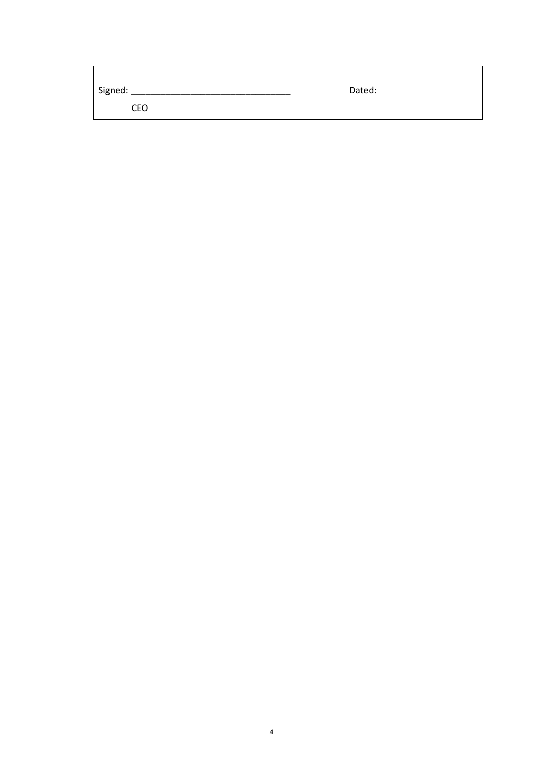| | |
|---|---|
| Signed: ________________________________<br>CEO | Dated: |